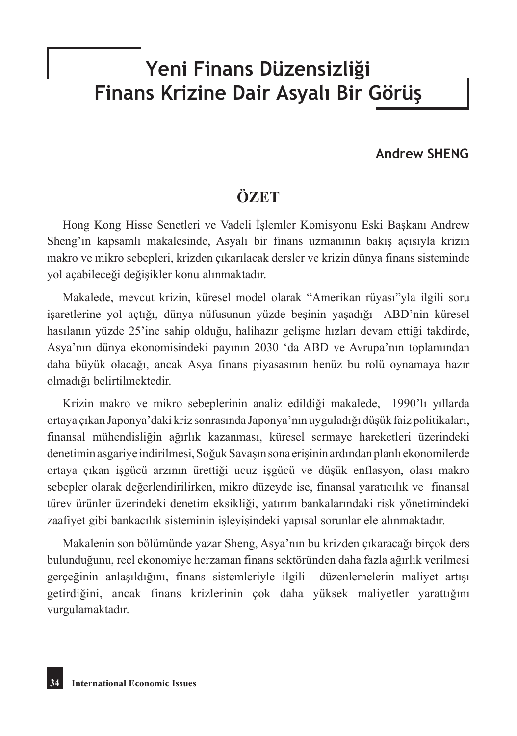# Yeni Finans Düzensizliği
# Finans Krizine Dair Asyalı Bir Görüş

**Andrew SHENG**

## ÖZET

Hong Kong Hisse Senetleri ve Vadeli İşlemler Komisyonu Eski Başkanı Andrew Sheng'in kapsamlı makalesinde, Asyalı bir finans uzmanının bakış açısıyla krizin makro ve mikro sebepleri, krizden çıkarılacak dersler ve krizin dünya finans sisteminde yol açabileceği değişikler konu alınmaktadır.

Makalede, mevcut krizin, küresel model olarak "Amerikan rüyası"yla ilgili soru işaretlerine yol açtığı, dünya nüfusunun yüzde beşinin yaşadığı ABD'nin küresel hasılanın yüzde 25'ine sahip olduğu, halihazır gelişme hızları devam ettiği takdirde, Asya'nın dünya ekonomisindeki payının 2030 'da ABD ve Avrupa'nın toplamından daha büyük olacağı, ancak Asya finans piyasasının henüz bu rolü oynamaya hazır olmadığı belirtilmektedir.

Krizin makro ve mikro sebeplerinin analiz edildiği makalede, 1990'lı yıllarda ortaya çıkan Japonya'daki kriz sonrasında Japonya'nın uyguladığı düşük faiz politikaları, finansal mühendisliğin ağırlık kazanması, küresel sermaye hareketleri üzerindeki denetimin asgariye indirilmesi, Soğuk Savaşın sona erişinin ardından planlı ekonomilerde ortaya çıkan işgücü arzının ürettiği ucuz işgücü ve düşük enflasyon, olası makro sebepler olarak değerlendirilirken, mikro düzeyde ise, finansal yaratıcılık ve finansal türev ürünler üzerindeki denetim eksikliği, yatırım bankalarındaki risk yönetimindeki zaafiyet gibi bankacılık sisteminin işleyişindeki yapısal sorunlar ele alınmaktadır.

Makalenin son bölümünde yazar Sheng, Asya'nın bu krizden çıkaracağı birçok ders bulunduğunu, reel ekonomiye herzaman finans sektöründen daha fazla ağırlık verilmesi gerçeğinin anlaşıldığını, finans sistemleriyle ilgili düzenlemelerin maliyet artışı getirdiğini, ancak finans krizlerinin çok daha yüksek maliyetler yarattığını vurgulamaktadır.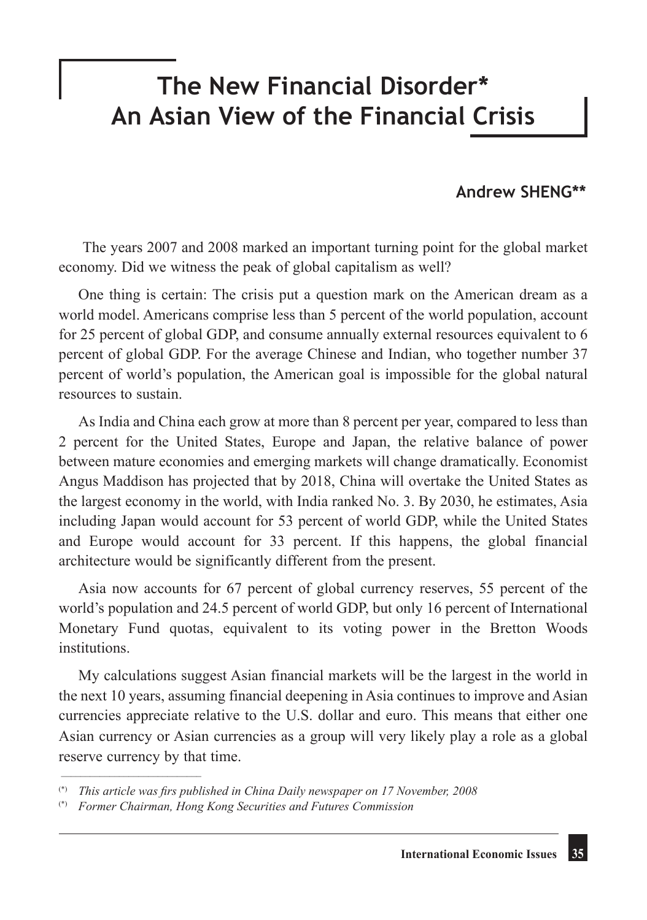# The New Financial Disorder* An Asian View of the Financial Crisis

**Andrew SHENG****

The years 2007 and 2008 marked an important turning point for the global market economy. Did we witness the peak of global capitalism as well?

One thing is certain: The crisis put a question mark on the American dream as a world model. Americans comprise less than 5 percent of the world population, account for 25 percent of global GDP, and consume annually external resources equivalent to 6 percent of global GDP. For the average Chinese and Indian, who together number 37 percent of world's population, the American goal is impossible for the global natural resources to sustain.

As India and China each grow at more than 8 percent per year, compared to less than 2 percent for the United States, Europe and Japan, the relative balance of power between mature economies and emerging markets will change dramatically. Economist Angus Maddison has projected that by 2018, China will overtake the United States as the largest economy in the world, with India ranked No. 3. By 2030, he estimates, Asia including Japan would account for 53 percent of world GDP, while the United States and Europe would account for 33 percent. If this happens, the global financial architecture would be significantly different from the present.

Asia now accounts for 67 percent of global currency reserves, 55 percent of the world's population and 24.5 percent of world GDP, but only 16 percent of International Monetary Fund quotas, equivalent to its voting power in the Bretton Woods institutions.

My calculations suggest Asian financial markets will be the largest in the world in the next 10 years, assuming financial deepening in Asia continues to improve and Asian currencies appreciate relative to the U.S. dollar and euro. This means that either one Asian currency or Asian currencies as a group will very likely play a role as a global reserve currency by that time.

---

(*) *This article was firs published in China Daily newspaper on 17 November, 2008*

(*) *Former Chairman, Hong Kong Securities and Futures Commission*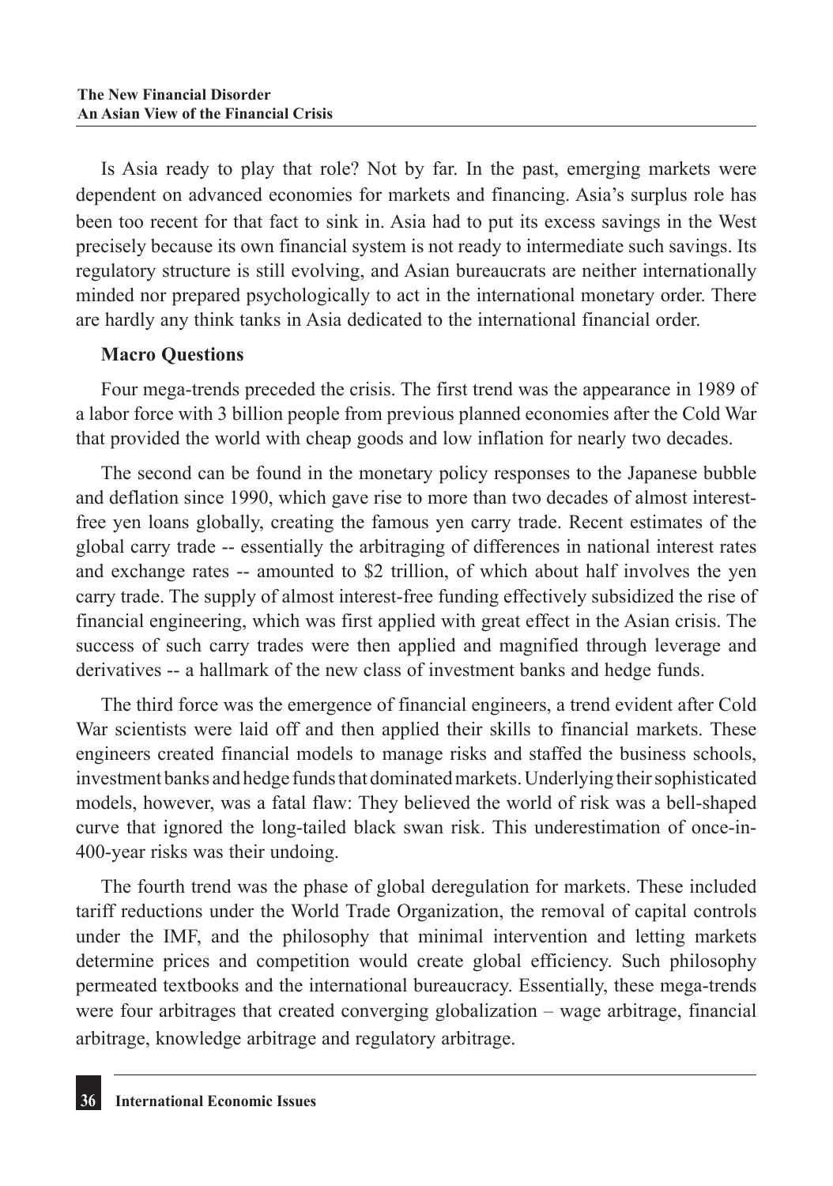Is Asia ready to play that role? Not by far. In the past, emerging markets were dependent on advanced economies for markets and financing. Asia's surplus role has been too recent for that fact to sink in. Asia had to put its excess savings in the West precisely because its own financial system is not ready to intermediate such savings. Its regulatory structure is still evolving, and Asian bureaucrats are neither internationally minded nor prepared psychologically to act in the international monetary order. There are hardly any think tanks in Asia dedicated to the international financial order.

**Macro Questions**

Four mega-trends preceded the crisis. The first trend was the appearance in 1989 of a labor force with 3 billion people from previous planned economies after the Cold War that provided the world with cheap goods and low inflation for nearly two decades.

The second can be found in the monetary policy responses to the Japanese bubble and deflation since 1990, which gave rise to more than two decades of almost interest-free yen loans globally, creating the famous yen carry trade. Recent estimates of the global carry trade -- essentially the arbitraging of differences in national interest rates and exchange rates -- amounted to $2 trillion, of which about half involves the yen carry trade. The supply of almost interest-free funding effectively subsidized the rise of financial engineering, which was first applied with great effect in the Asian crisis. The success of such carry trades were then applied and magnified through leverage and derivatives -- a hallmark of the new class of investment banks and hedge funds.

The third force was the emergence of financial engineers, a trend evident after Cold War scientists were laid off and then applied their skills to financial markets. These engineers created financial models to manage risks and staffed the business schools, investment banks and hedge funds that dominated markets. Underlying their sophisticated models, however, was a fatal flaw: They believed the world of risk was a bell-shaped curve that ignored the long-tailed black swan risk. This underestimation of once-in-400-year risks was their undoing.

The fourth trend was the phase of global deregulation for markets. These included tariff reductions under the World Trade Organization, the removal of capital controls under the IMF, and the philosophy that minimal intervention and letting markets determine prices and competition would create global efficiency. Such philosophy permeated textbooks and the international bureaucracy. Essentially, these mega-trends were four arbitrages that created converging globalization – wage arbitrage, financial arbitrage, knowledge arbitrage and regulatory arbitrage.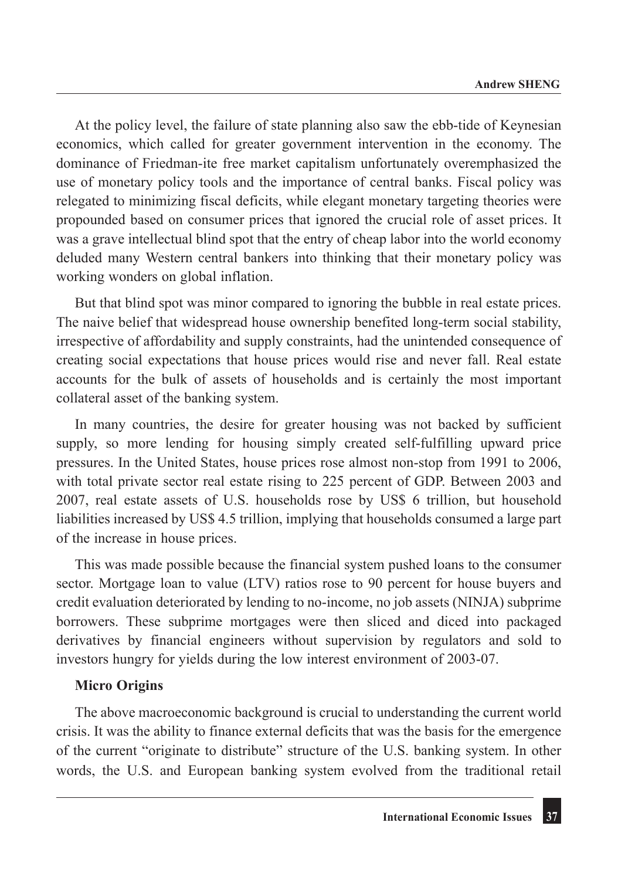At the policy level, the failure of state planning also saw the ebb-tide of Keynesian economics, which called for greater government intervention in the economy. The dominance of Friedman-ite free market capitalism unfortunately overemphasized the use of monetary policy tools and the importance of central banks. Fiscal policy was relegated to minimizing fiscal deficits, while elegant monetary targeting theories were propounded based on consumer prices that ignored the crucial role of asset prices. It was a grave intellectual blind spot that the entry of cheap labor into the world economy deluded many Western central bankers into thinking that their monetary policy was working wonders on global inflation.

But that blind spot was minor compared to ignoring the bubble in real estate prices. The naive belief that widespread house ownership benefited long-term social stability, irrespective of affordability and supply constraints, had the unintended consequence of creating social expectations that house prices would rise and never fall. Real estate accounts for the bulk of assets of households and is certainly the most important collateral asset of the banking system.

In many countries, the desire for greater housing was not backed by sufficient supply, so more lending for housing simply created self-fulfilling upward price pressures. In the United States, house prices rose almost non-stop from 1991 to 2006, with total private sector real estate rising to 225 percent of GDP. Between 2003 and 2007, real estate assets of U.S. households rose by US$ 6 trillion, but household liabilities increased by US$ 4.5 trillion, implying that households consumed a large part of the increase in house prices.

This was made possible because the financial system pushed loans to the consumer sector. Mortgage loan to value (LTV) ratios rose to 90 percent for house buyers and credit evaluation deteriorated by lending to no-income, no job assets (NINJA) subprime borrowers. These subprime mortgages were then sliced and diced into packaged derivatives by financial engineers without supervision by regulators and sold to investors hungry for yields during the low interest environment of 2003-07.

### Micro Origins

The above macroeconomic background is crucial to understanding the current world crisis. It was the ability to finance external deficits that was the basis for the emergence of the current "originate to distribute" structure of the U.S. banking system. In other words, the U.S. and European banking system evolved from the traditional retail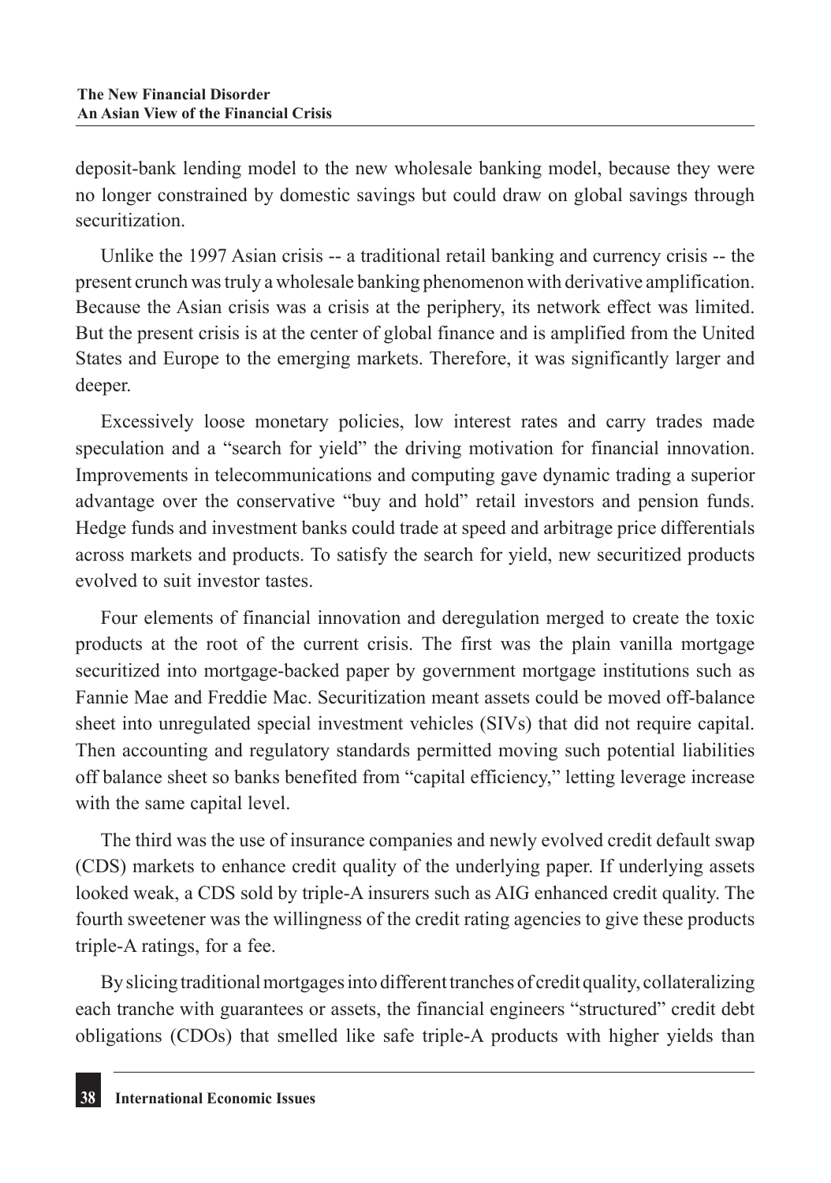deposit-bank lending model to the new wholesale banking model, because they were no longer constrained by domestic savings but could draw on global savings through securitization.

Unlike the 1997 Asian crisis -- a traditional retail banking and currency crisis -- the present crunch was truly a wholesale banking phenomenon with derivative amplification. Because the Asian crisis was a crisis at the periphery, its network effect was limited. But the present crisis is at the center of global finance and is amplified from the United States and Europe to the emerging markets. Therefore, it was significantly larger and deeper.

Excessively loose monetary policies, low interest rates and carry trades made speculation and a "search for yield" the driving motivation for financial innovation. Improvements in telecommunications and computing gave dynamic trading a superior advantage over the conservative "buy and hold" retail investors and pension funds. Hedge funds and investment banks could trade at speed and arbitrage price differentials across markets and products. To satisfy the search for yield, new securitized products evolved to suit investor tastes.

Four elements of financial innovation and deregulation merged to create the toxic products at the root of the current crisis. The first was the plain vanilla mortgage securitized into mortgage-backed paper by government mortgage institutions such as Fannie Mae and Freddie Mac. Securitization meant assets could be moved off-balance sheet into unregulated special investment vehicles (SIVs) that did not require capital. Then accounting and regulatory standards permitted moving such potential liabilities off balance sheet so banks benefited from "capital efficiency," letting leverage increase with the same capital level.

The third was the use of insurance companies and newly evolved credit default swap (CDS) markets to enhance credit quality of the underlying paper. If underlying assets looked weak, a CDS sold by triple-A insurers such as AIG enhanced credit quality. The fourth sweetener was the willingness of the credit rating agencies to give these products triple-A ratings, for a fee.

By slicing traditional mortgages into different tranches of credit quality, collateralizing each tranche with guarantees or assets, the financial engineers "structured" credit debt obligations (CDOs) that smelled like safe triple-A products with higher yields than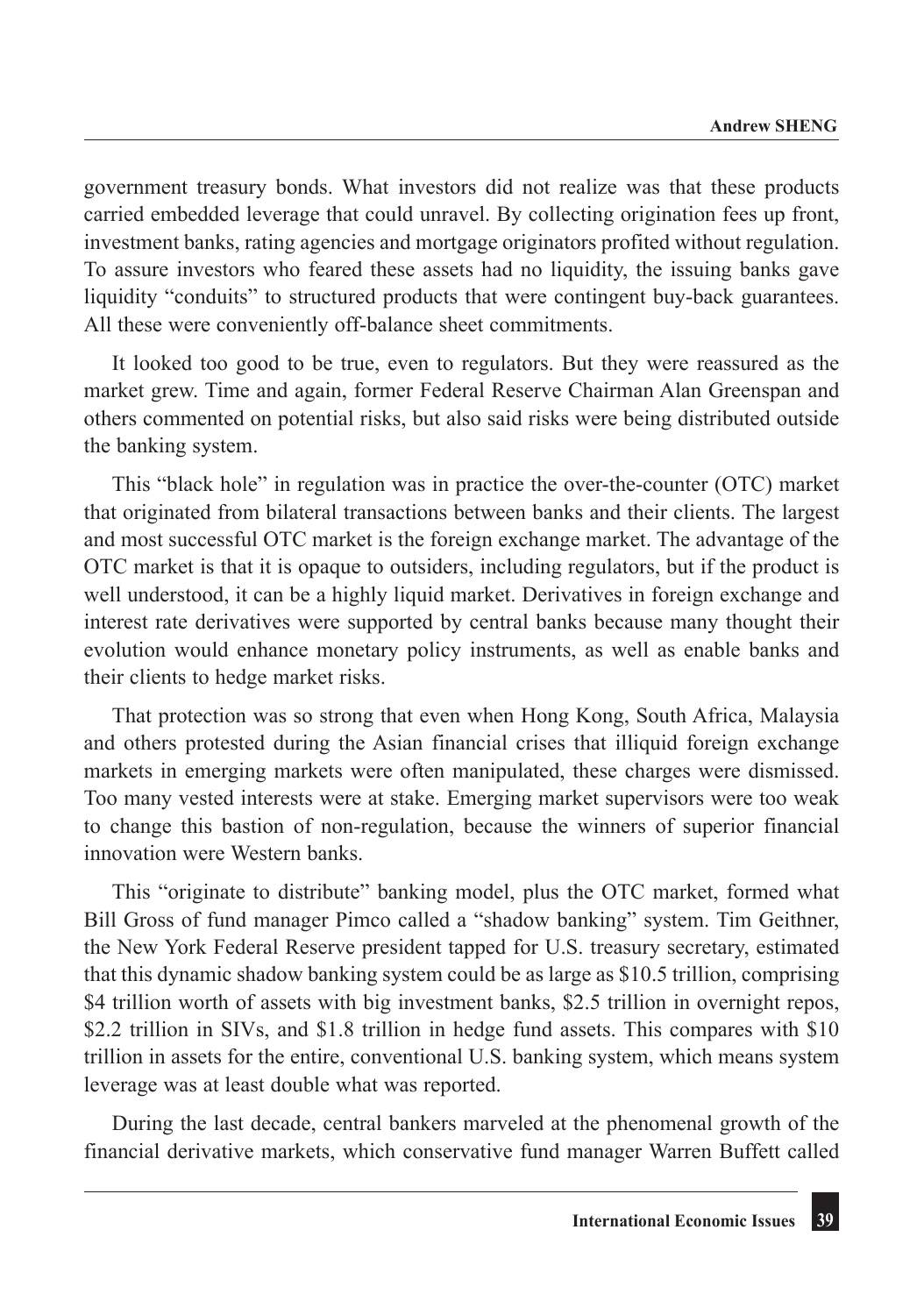government treasury bonds. What investors did not realize was that these products carried embedded leverage that could unravel. By collecting origination fees up front, investment banks, rating agencies and mortgage originators profited without regulation. To assure investors who feared these assets had no liquidity, the issuing banks gave liquidity "conduits" to structured products that were contingent buy-back guarantees. All these were conveniently off-balance sheet commitments.

It looked too good to be true, even to regulators. But they were reassured as the market grew. Time and again, former Federal Reserve Chairman Alan Greenspan and others commented on potential risks, but also said risks were being distributed outside the banking system.

This "black hole" in regulation was in practice the over-the-counter (OTC) market that originated from bilateral transactions between banks and their clients. The largest and most successful OTC market is the foreign exchange market. The advantage of the OTC market is that it is opaque to outsiders, including regulators, but if the product is well understood, it can be a highly liquid market. Derivatives in foreign exchange and interest rate derivatives were supported by central banks because many thought their evolution would enhance monetary policy instruments, as well as enable banks and their clients to hedge market risks.

That protection was so strong that even when Hong Kong, South Africa, Malaysia and others protested during the Asian financial crises that illiquid foreign exchange markets in emerging markets were often manipulated, these charges were dismissed. Too many vested interests were at stake. Emerging market supervisors were too weak to change this bastion of non-regulation, because the winners of superior financial innovation were Western banks.

This "originate to distribute" banking model, plus the OTC market, formed what Bill Gross of fund manager Pimco called a "shadow banking" system. Tim Geithner, the New York Federal Reserve president tapped for U.S. treasury secretary, estimated that this dynamic shadow banking system could be as large as $10.5 trillion, comprising $4 trillion worth of assets with big investment banks, $2.5 trillion in overnight repos, $2.2 trillion in SIVs, and $1.8 trillion in hedge fund assets. This compares with $10 trillion in assets for the entire, conventional U.S. banking system, which means system leverage was at least double what was reported.

During the last decade, central bankers marveled at the phenomenal growth of the financial derivative markets, which conservative fund manager Warren Buffett called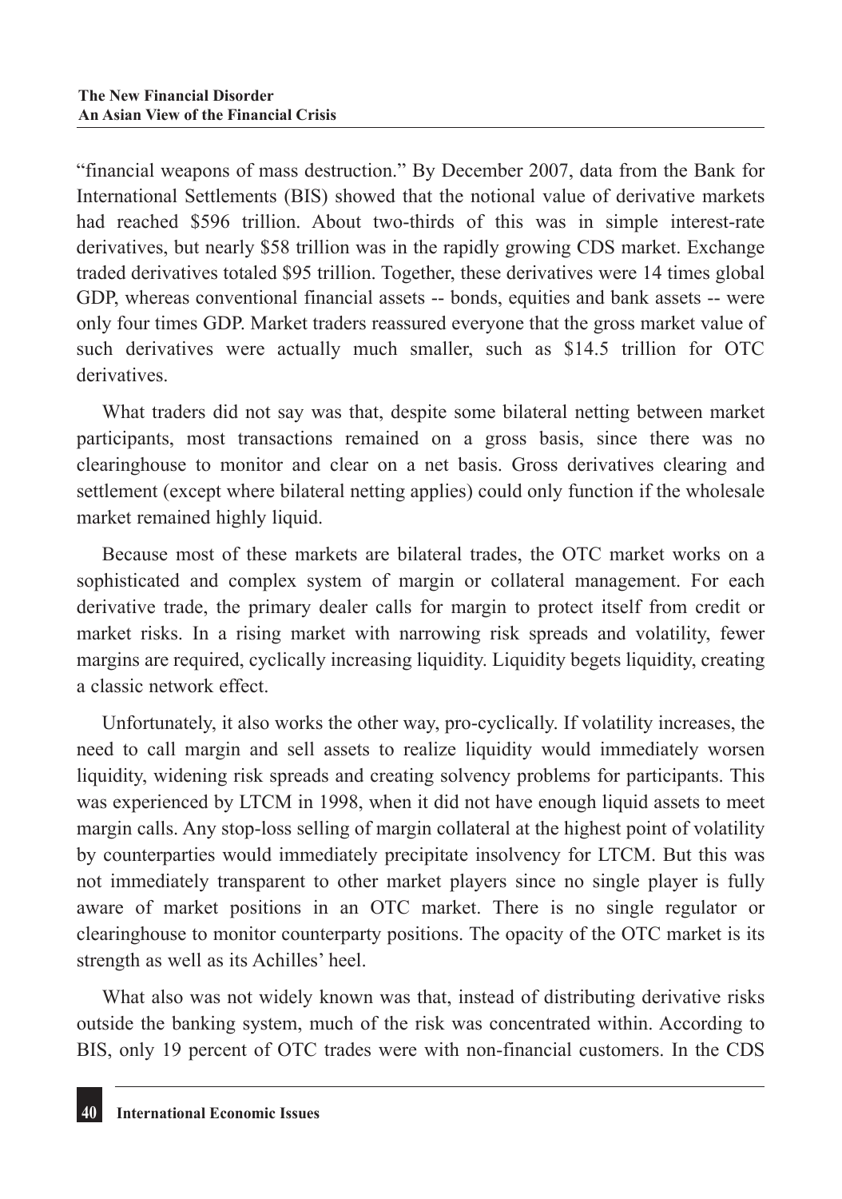"financial weapons of mass destruction." By December 2007, data from the Bank for International Settlements (BIS) showed that the notional value of derivative markets had reached \$596 trillion. About two-thirds of this was in simple interest-rate derivatives, but nearly \$58 trillion was in the rapidly growing CDS market. Exchange traded derivatives totaled \$95 trillion. Together, these derivatives were 14 times global GDP, whereas conventional financial assets -- bonds, equities and bank assets -- were only four times GDP. Market traders reassured everyone that the gross market value of such derivatives were actually much smaller, such as \$14.5 trillion for OTC derivatives.

What traders did not say was that, despite some bilateral netting between market participants, most transactions remained on a gross basis, since there was no clearinghouse to monitor and clear on a net basis. Gross derivatives clearing and settlement (except where bilateral netting applies) could only function if the wholesale market remained highly liquid.

Because most of these markets are bilateral trades, the OTC market works on a sophisticated and complex system of margin or collateral management. For each derivative trade, the primary dealer calls for margin to protect itself from credit or market risks. In a rising market with narrowing risk spreads and volatility, fewer margins are required, cyclically increasing liquidity. Liquidity begets liquidity, creating a classic network effect.

Unfortunately, it also works the other way, pro-cyclically. If volatility increases, the need to call margin and sell assets to realize liquidity would immediately worsen liquidity, widening risk spreads and creating solvency problems for participants. This was experienced by LTCM in 1998, when it did not have enough liquid assets to meet margin calls. Any stop-loss selling of margin collateral at the highest point of volatility by counterparties would immediately precipitate insolvency for LTCM. But this was not immediately transparent to other market players since no single player is fully aware of market positions in an OTC market. There is no single regulator or clearinghouse to monitor counterparty positions. The opacity of the OTC market is its strength as well as its Achilles' heel.

What also was not widely known was that, instead of distributing derivative risks outside the banking system, much of the risk was concentrated within. According to BIS, only 19 percent of OTC trades were with non-financial customers. In the CDS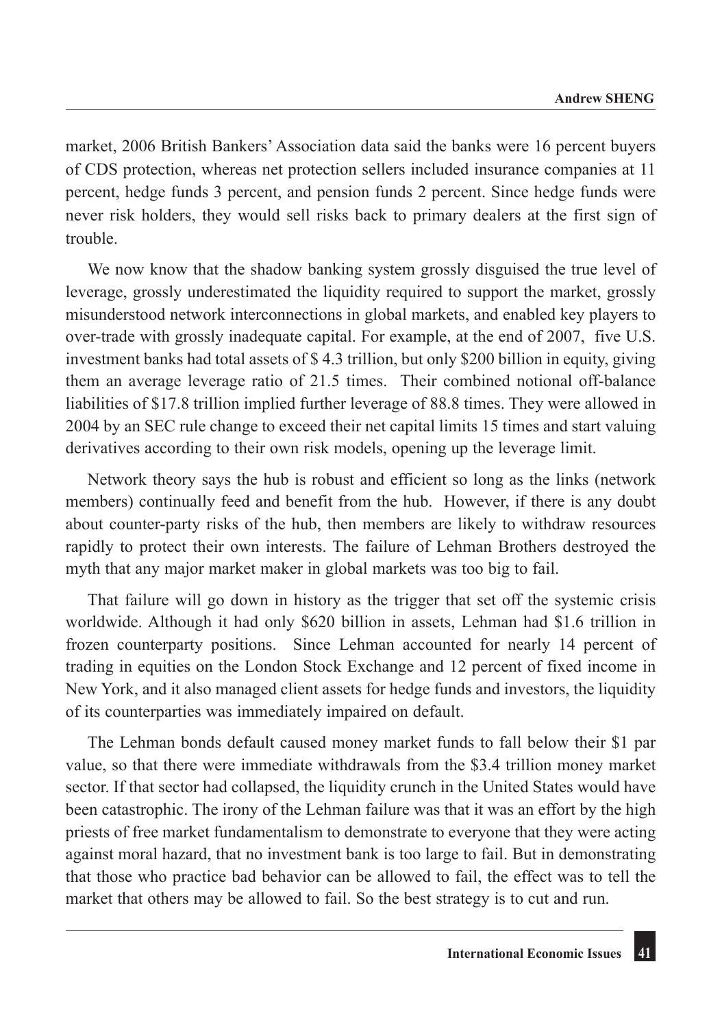market, 2006 British Bankers' Association data said the banks were 16 percent buyers of CDS protection, whereas net protection sellers included insurance companies at 11 percent, hedge funds 3 percent, and pension funds 2 percent. Since hedge funds were never risk holders, they would sell risks back to primary dealers at the first sign of trouble.

We now know that the shadow banking system grossly disguised the true level of leverage, grossly underestimated the liquidity required to support the market, grossly misunderstood network interconnections in global markets, and enabled key players to over-trade with grossly inadequate capital. For example, at the end of 2007, five U.S. investment banks had total assets of $ 4.3 trillion, but only $200 billion in equity, giving them an average leverage ratio of 21.5 times. Their combined notional off-balance liabilities of $17.8 trillion implied further leverage of 88.8 times. They were allowed in 2004 by an SEC rule change to exceed their net capital limits 15 times and start valuing derivatives according to their own risk models, opening up the leverage limit.

Network theory says the hub is robust and efficient so long as the links (network members) continually feed and benefit from the hub. However, if there is any doubt about counter-party risks of the hub, then members are likely to withdraw resources rapidly to protect their own interests. The failure of Lehman Brothers destroyed the myth that any major market maker in global markets was too big to fail.

That failure will go down in history as the trigger that set off the systemic crisis worldwide. Although it had only $620 billion in assets, Lehman had $1.6 trillion in frozen counterparty positions. Since Lehman accounted for nearly 14 percent of trading in equities on the London Stock Exchange and 12 percent of fixed income in New York, and it also managed client assets for hedge funds and investors, the liquidity of its counterparties was immediately impaired on default.

The Lehman bonds default caused money market funds to fall below their $1 par value, so that there were immediate withdrawals from the $3.4 trillion money market sector. If that sector had collapsed, the liquidity crunch in the United States would have been catastrophic. The irony of the Lehman failure was that it was an effort by the high priests of free market fundamentalism to demonstrate to everyone that they were acting against moral hazard, that no investment bank is too large to fail. But in demonstrating that those who practice bad behavior can be allowed to fail, the effect was to tell the market that others may be allowed to fail. So the best strategy is to cut and run.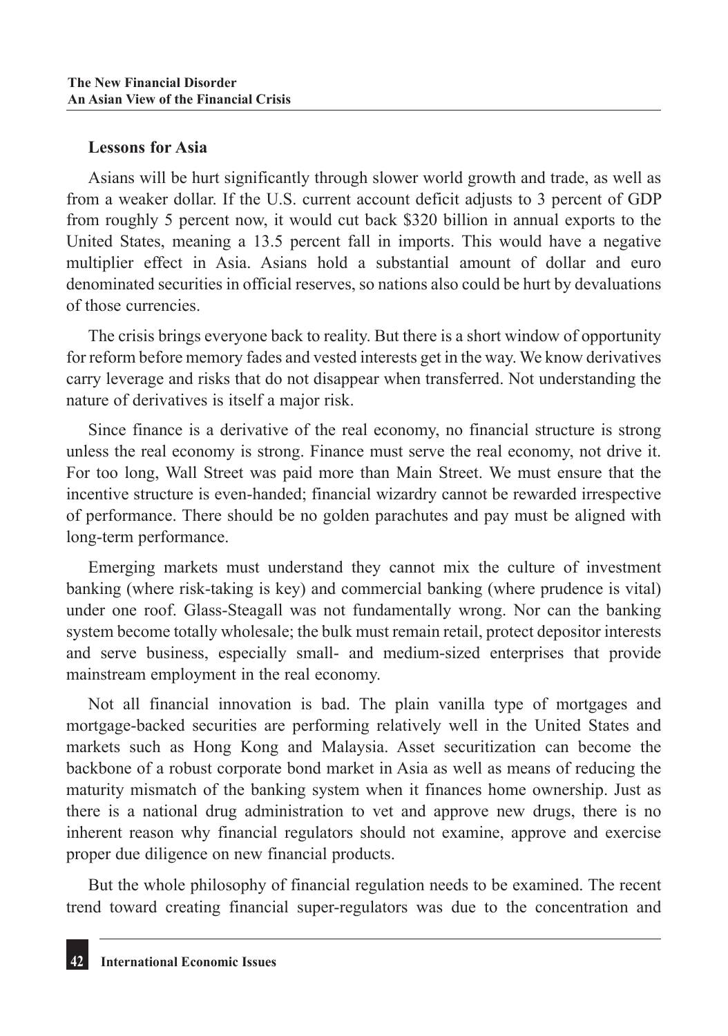### Lessons for Asia

Asians will be hurt significantly through slower world growth and trade, as well as from a weaker dollar. If the U.S. current account deficit adjusts to 3 percent of GDP from roughly 5 percent now, it would cut back $320 billion in annual exports to the United States, meaning a 13.5 percent fall in imports. This would have a negative multiplier effect in Asia. Asians hold a substantial amount of dollar and euro denominated securities in official reserves, so nations also could be hurt by devaluations of those currencies.

The crisis brings everyone back to reality. But there is a short window of opportunity for reform before memory fades and vested interests get in the way. We know derivatives carry leverage and risks that do not disappear when transferred. Not understanding the nature of derivatives is itself a major risk.

Since finance is a derivative of the real economy, no financial structure is strong unless the real economy is strong. Finance must serve the real economy, not drive it. For too long, Wall Street was paid more than Main Street. We must ensure that the incentive structure is even-handed; financial wizardry cannot be rewarded irrespective of performance. There should be no golden parachutes and pay must be aligned with long-term performance.

Emerging markets must understand they cannot mix the culture of investment banking (where risk-taking is key) and commercial banking (where prudence is vital) under one roof. Glass-Steagall was not fundamentally wrong. Nor can the banking system become totally wholesale; the bulk must remain retail, protect depositor interests and serve business, especially small- and medium-sized enterprises that provide mainstream employment in the real economy.

Not all financial innovation is bad. The plain vanilla type of mortgages and mortgage-backed securities are performing relatively well in the United States and markets such as Hong Kong and Malaysia. Asset securitization can become the backbone of a robust corporate bond market in Asia as well as means of reducing the maturity mismatch of the banking system when it finances home ownership. Just as there is a national drug administration to vet and approve new drugs, there is no inherent reason why financial regulators should not examine, approve and exercise proper due diligence on new financial products.

But the whole philosophy of financial regulation needs to be examined. The recent trend toward creating financial super-regulators was due to the concentration and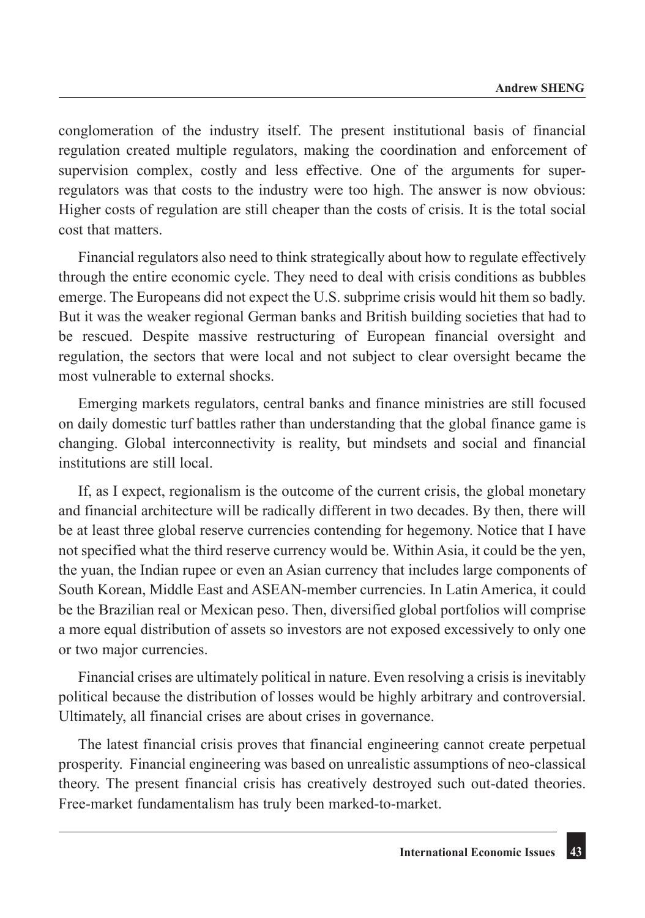conglomeration of the industry itself. The present institutional basis of financial regulation created multiple regulators, making the coordination and enforcement of supervision complex, costly and less effective. One of the arguments for super-regulators was that costs to the industry were too high. The answer is now obvious: Higher costs of regulation are still cheaper than the costs of crisis. It is the total social cost that matters.

Financial regulators also need to think strategically about how to regulate effectively through the entire economic cycle. They need to deal with crisis conditions as bubbles emerge. The Europeans did not expect the U.S. subprime crisis would hit them so badly. But it was the weaker regional German banks and British building societies that had to be rescued. Despite massive restructuring of European financial oversight and regulation, the sectors that were local and not subject to clear oversight became the most vulnerable to external shocks.

Emerging markets regulators, central banks and finance ministries are still focused on daily domestic turf battles rather than understanding that the global finance game is changing. Global interconnectivity is reality, but mindsets and social and financial institutions are still local.

If, as I expect, regionalism is the outcome of the current crisis, the global monetary and financial architecture will be radically different in two decades. By then, there will be at least three global reserve currencies contending for hegemony. Notice that I have not specified what the third reserve currency would be. Within Asia, it could be the yen, the yuan, the Indian rupee or even an Asian currency that includes large components of South Korean, Middle East and ASEAN-member currencies. In Latin America, it could be the Brazilian real or Mexican peso. Then, diversified global portfolios will comprise a more equal distribution of assets so investors are not exposed excessively to only one or two major currencies.

Financial crises are ultimately political in nature. Even resolving a crisis is inevitably political because the distribution of losses would be highly arbitrary and controversial. Ultimately, all financial crises are about crises in governance.

The latest financial crisis proves that financial engineering cannot create perpetual prosperity. Financial engineering was based on unrealistic assumptions of neo-classical theory. The present financial crisis has creatively destroyed such out-dated theories. Free-market fundamentalism has truly been marked-to-market.